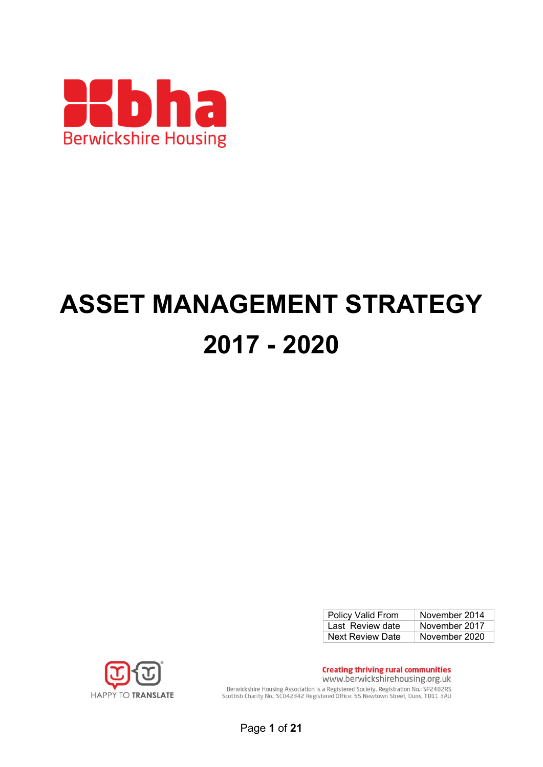bha

Berwickshire Housing

# ASSET MANAGEMENT STRATEGY 2017 - 2020

| | |
|---|---|
| Policy Valid From | November 2014 |
| Last Review date | November 2017 |
| Next Review Date | November 2020 |

HAPPY TO TRANSLATE

**Creating thriving rural communities**

www.berwickshirehousing.org.uk

Berwickshire Housing Association is a Registered Society. Registration No.: SP2482RS
Scottish Charity No.: SC042342 Registered Office: 55 Newtown Street, Duns, TD11 3AU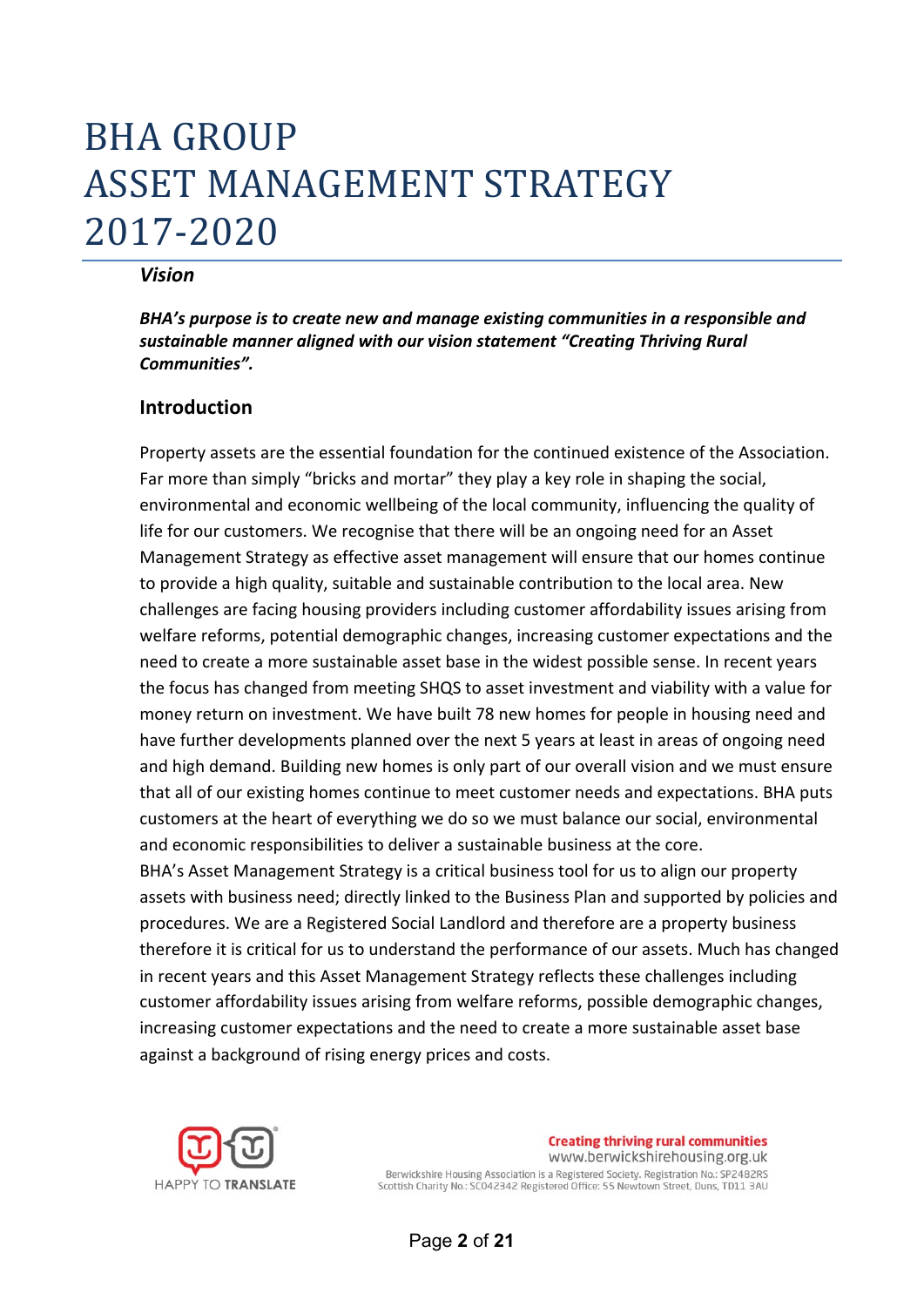# BHA GROUP
# ASSET MANAGEMENT STRATEGY
# 2017-2020

### *Vision*

***BHA's purpose is to create new and manage existing communities in a responsible and sustainable manner aligned with our vision statement "Creating Thriving Rural Communities".***

## Introduction

Property assets are the essential foundation for the continued existence of the Association. Far more than simply "bricks and mortar" they play a key role in shaping the social, environmental and economic wellbeing of the local community, influencing the quality of life for our customers. We recognise that there will be an ongoing need for an Asset Management Strategy as effective asset management will ensure that our homes continue to provide a high quality, suitable and sustainable contribution to the local area. New challenges are facing housing providers including customer affordability issues arising from welfare reforms, potential demographic changes, increasing customer expectations and the need to create a more sustainable asset base in the widest possible sense. In recent years the focus has changed from meeting SHQS to asset investment and viability with a value for money return on investment. We have built 78 new homes for people in housing need and have further developments planned over the next 5 years at least in areas of ongoing need and high demand. Building new homes is only part of our overall vision and we must ensure that all of our existing homes continue to meet customer needs and expectations. BHA puts customers at the heart of everything we do so we must balance our social, environmental and economic responsibilities to deliver a sustainable business at the core.

BHA's Asset Management Strategy is a critical business tool for us to align our property assets with business need; directly linked to the Business Plan and supported by policies and procedures. We are a Registered Social Landlord and therefore are a property business therefore it is critical for us to understand the performance of our assets. Much has changed in recent years and this Asset Management Strategy reflects these challenges including customer affordability issues arising from welfare reforms, possible demographic changes, increasing customer expectations and the need to create a more sustainable asset base against a background of rising energy prices and costs.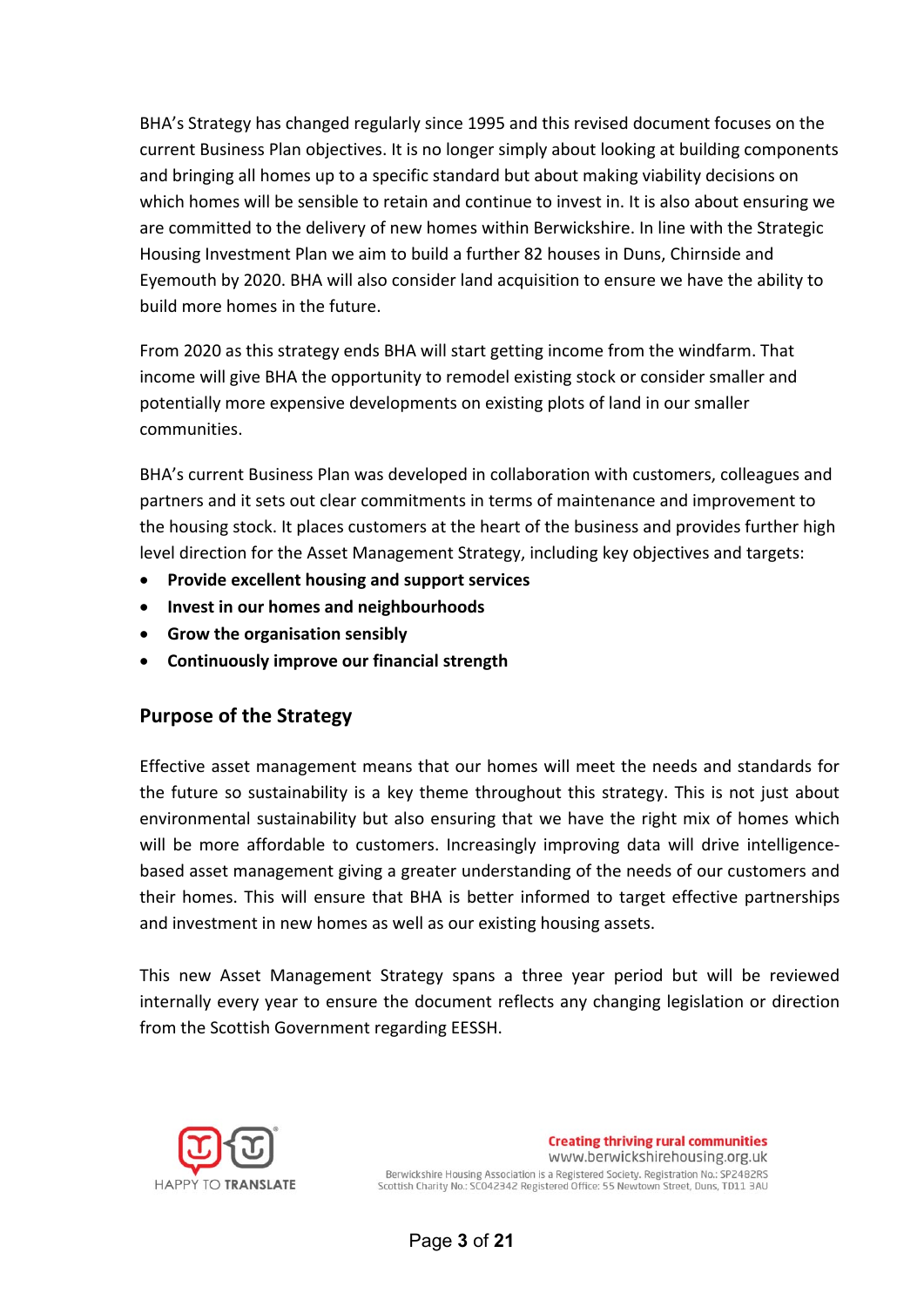BHA's Strategy has changed regularly since 1995 and this revised document focuses on the current Business Plan objectives. It is no longer simply about looking at building components and bringing all homes up to a specific standard but about making viability decisions on which homes will be sensible to retain and continue to invest in. It is also about ensuring we are committed to the delivery of new homes within Berwickshire. In line with the Strategic Housing Investment Plan we aim to build a further 82 houses in Duns, Chirnside and Eyemouth by 2020. BHA will also consider land acquisition to ensure we have the ability to build more homes in the future.

From 2020 as this strategy ends BHA will start getting income from the windfarm. That income will give BHA the opportunity to remodel existing stock or consider smaller and potentially more expensive developments on existing plots of land in our smaller communities.

BHA's current Business Plan was developed in collaboration with customers, colleagues and partners and it sets out clear commitments in terms of maintenance and improvement to the housing stock. It places customers at the heart of the business and provides further high level direction for the Asset Management Strategy, including key objectives and targets:

- **Provide excellent housing and support services**
- **Invest in our homes and neighbourhoods**
- **Grow the organisation sensibly**
- **Continuously improve our financial strength**

## Purpose of the Strategy

Effective asset management means that our homes will meet the needs and standards for the future so sustainability is a key theme throughout this strategy. This is not just about environmental sustainability but also ensuring that we have the right mix of homes which will be more affordable to customers. Increasingly improving data will drive intelligence-based asset management giving a greater understanding of the needs of our customers and their homes. This will ensure that BHA is better informed to target effective partnerships and investment in new homes as well as our existing housing assets.

This new Asset Management Strategy spans a three year period but will be reviewed internally every year to ensure the document reflects any changing legislation or direction from the Scottish Government regarding EESSH.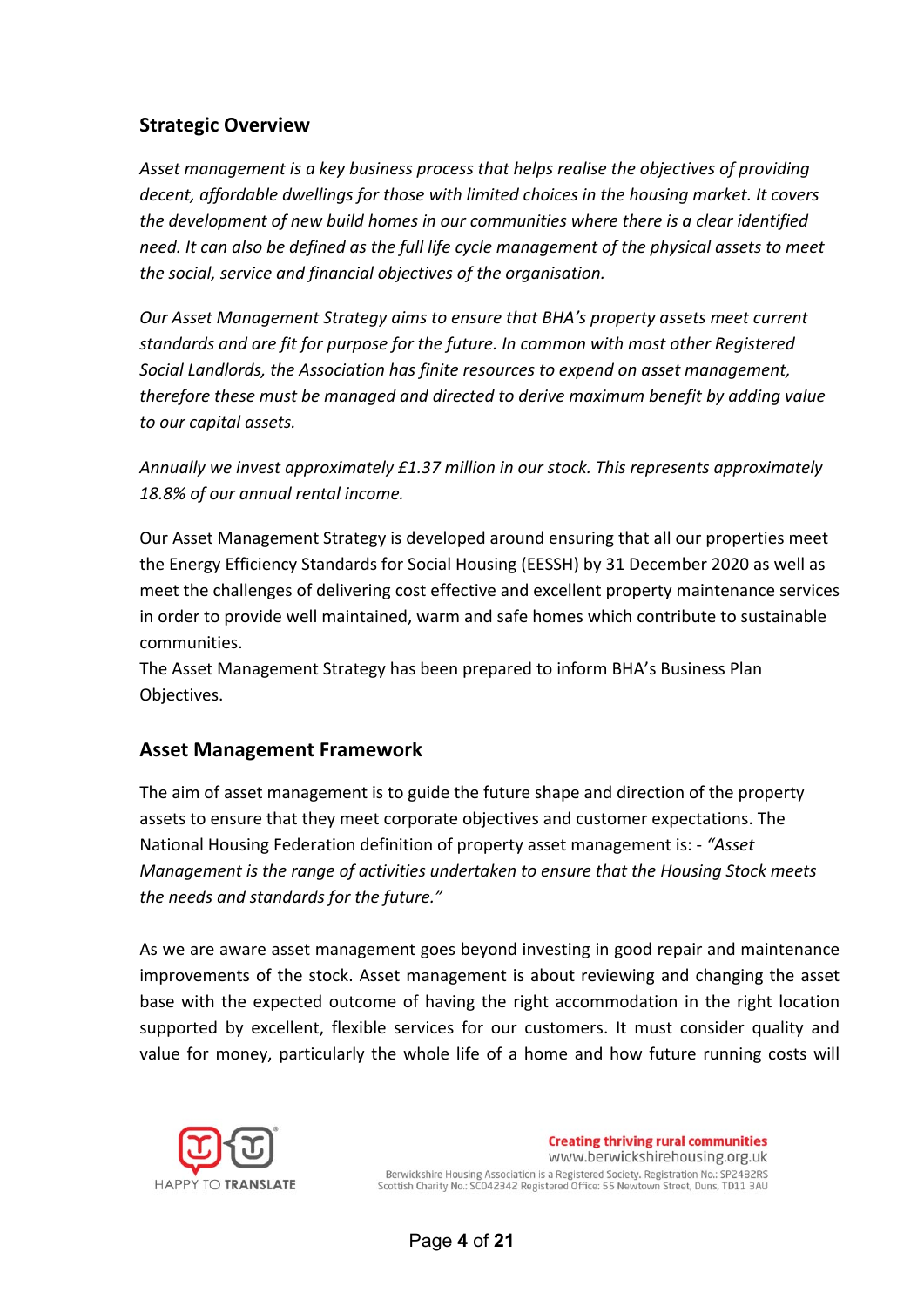## Strategic Overview

*Asset management is a key business process that helps realise the objectives of providing decent, affordable dwellings for those with limited choices in the housing market. It covers the development of new build homes in our communities where there is a clear identified need. It can also be defined as the full life cycle management of the physical assets to meet the social, service and financial objectives of the organisation.*

*Our Asset Management Strategy aims to ensure that BHA's property assets meet current standards and are fit for purpose for the future. In common with most other Registered Social Landlords, the Association has finite resources to expend on asset management, therefore these must be managed and directed to derive maximum benefit by adding value to our capital assets.*

*Annually we invest approximately £1.37 million in our stock. This represents approximately 18.8% of our annual rental income.*

Our Asset Management Strategy is developed around ensuring that all our properties meet the Energy Efficiency Standards for Social Housing (EESSH) by 31 December 2020 as well as meet the challenges of delivering cost effective and excellent property maintenance services in order to provide well maintained, warm and safe homes which contribute to sustainable communities.

The Asset Management Strategy has been prepared to inform BHA's Business Plan Objectives.

## Asset Management Framework

The aim of asset management is to guide the future shape and direction of the property assets to ensure that they meet corporate objectives and customer expectations. The National Housing Federation definition of property asset management is: - *"Asset Management is the range of activities undertaken to ensure that the Housing Stock meets the needs and standards for the future."*

As we are aware asset management goes beyond investing in good repair and maintenance improvements of the stock. Asset management is about reviewing and changing the asset base with the expected outcome of having the right accommodation in the right location supported by excellent, flexible services for our customers. It must consider quality and value for money, particularly the whole life of a home and how future running costs will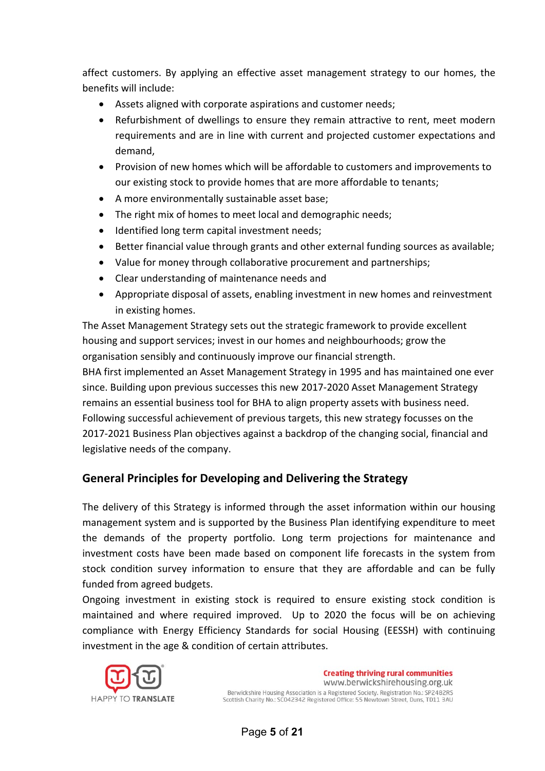affect customers. By applying an effective asset management strategy to our homes, the benefits will include:

- Assets aligned with corporate aspirations and customer needs;
- Refurbishment of dwellings to ensure they remain attractive to rent, meet modern requirements and are in line with current and projected customer expectations and demand,
- Provision of new homes which will be affordable to customers and improvements to our existing stock to provide homes that are more affordable to tenants;
- A more environmentally sustainable asset base;
- The right mix of homes to meet local and demographic needs;
- Identified long term capital investment needs;
- Better financial value through grants and other external funding sources as available;
- Value for money through collaborative procurement and partnerships;
- Clear understanding of maintenance needs and
- Appropriate disposal of assets, enabling investment in new homes and reinvestment in existing homes.

The Asset Management Strategy sets out the strategic framework to provide excellent housing and support services; invest in our homes and neighbourhoods; grow the organisation sensibly and continuously improve our financial strength.

BHA first implemented an Asset Management Strategy in 1995 and has maintained one ever since. Building upon previous successes this new 2017-2020 Asset Management Strategy remains an essential business tool for BHA to align property assets with business need. Following successful achievement of previous targets, this new strategy focusses on the 2017-2021 Business Plan objectives against a backdrop of the changing social, financial and legislative needs of the company.

## General Principles for Developing and Delivering the Strategy

The delivery of this Strategy is informed through the asset information within our housing management system and is supported by the Business Plan identifying expenditure to meet the demands of the property portfolio. Long term projections for maintenance and investment costs have been made based on component life forecasts in the system from stock condition survey information to ensure that they are affordable and can be fully funded from agreed budgets.

Ongoing investment in existing stock is required to ensure existing stock condition is maintained and where required improved. Up to 2020 the focus will be on achieving compliance with Energy Efficiency Standards for social Housing (EESSH) with continuing investment in the age & condition of certain attributes.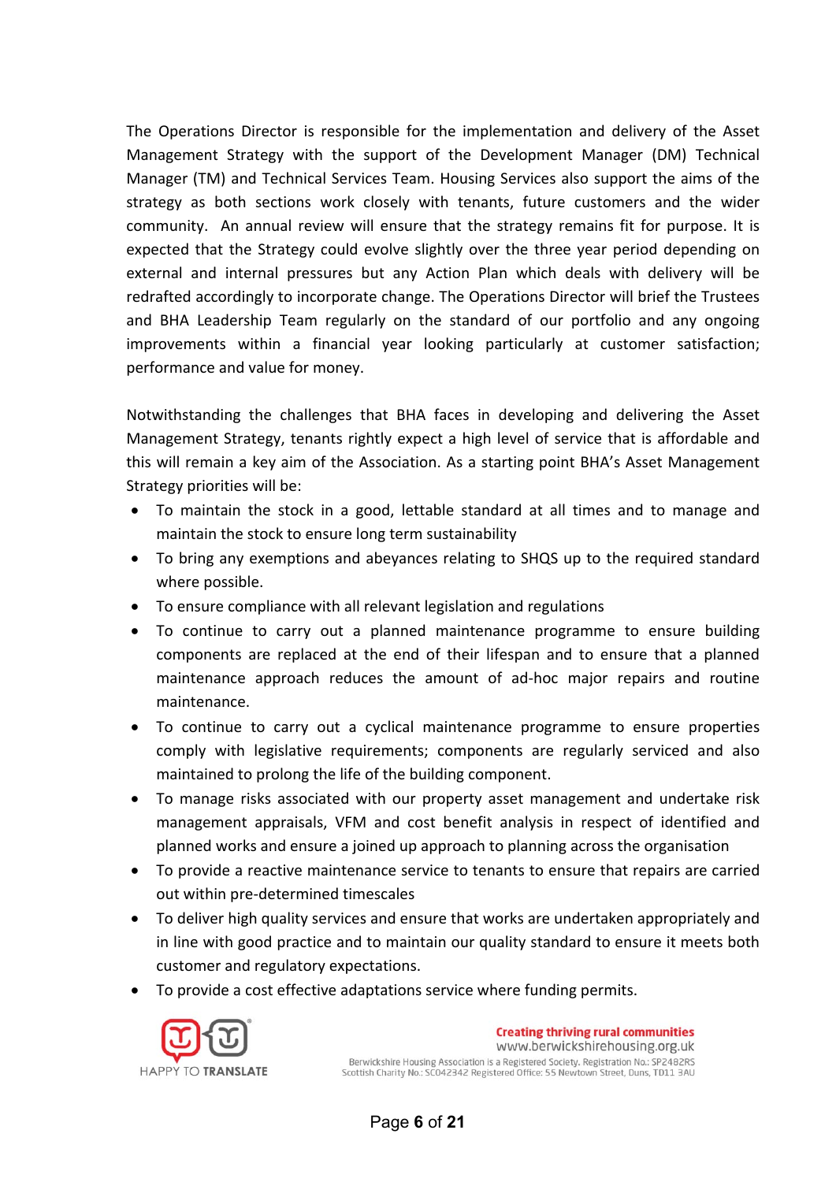The Operations Director is responsible for the implementation and delivery of the Asset Management Strategy with the support of the Development Manager (DM) Technical Manager (TM) and Technical Services Team. Housing Services also support the aims of the strategy as both sections work closely with tenants, future customers and the wider community. An annual review will ensure that the strategy remains fit for purpose. It is expected that the Strategy could evolve slightly over the three year period depending on external and internal pressures but any Action Plan which deals with delivery will be redrafted accordingly to incorporate change. The Operations Director will brief the Trustees and BHA Leadership Team regularly on the standard of our portfolio and any ongoing improvements within a financial year looking particularly at customer satisfaction; performance and value for money.

Notwithstanding the challenges that BHA faces in developing and delivering the Asset Management Strategy, tenants rightly expect a high level of service that is affordable and this will remain a key aim of the Association. As a starting point BHA's Asset Management Strategy priorities will be:

- To maintain the stock in a good, lettable standard at all times and to manage and maintain the stock to ensure long term sustainability
- To bring any exemptions and abeyances relating to SHQS up to the required standard where possible.
- To ensure compliance with all relevant legislation and regulations
- To continue to carry out a planned maintenance programme to ensure building components are replaced at the end of their lifespan and to ensure that a planned maintenance approach reduces the amount of ad-hoc major repairs and routine maintenance.
- To continue to carry out a cyclical maintenance programme to ensure properties comply with legislative requirements; components are regularly serviced and also maintained to prolong the life of the building component.
- To manage risks associated with our property asset management and undertake risk management appraisals, VFM and cost benefit analysis in respect of identified and planned works and ensure a joined up approach to planning across the organisation
- To provide a reactive maintenance service to tenants to ensure that repairs are carried out within pre-determined timescales
- To deliver high quality services and ensure that works are undertaken appropriately and in line with good practice and to maintain our quality standard to ensure it meets both customer and regulatory expectations.
- To provide a cost effective adaptations service where funding permits.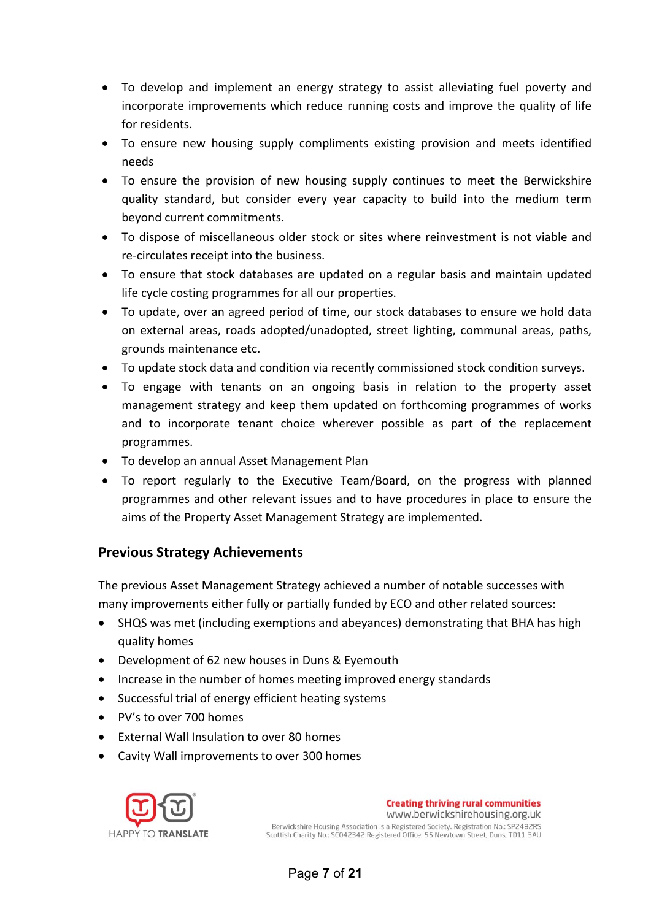- To develop and implement an energy strategy to assist alleviating fuel poverty and incorporate improvements which reduce running costs and improve the quality of life for residents.
- To ensure new housing supply compliments existing provision and meets identified needs
- To ensure the provision of new housing supply continues to meet the Berwickshire quality standard, but consider every year capacity to build into the medium term beyond current commitments.
- To dispose of miscellaneous older stock or sites where reinvestment is not viable and re-circulates receipt into the business.
- To ensure that stock databases are updated on a regular basis and maintain updated life cycle costing programmes for all our properties.
- To update, over an agreed period of time, our stock databases to ensure we hold data on external areas, roads adopted/unadopted, street lighting, communal areas, paths, grounds maintenance etc.
- To update stock data and condition via recently commissioned stock condition surveys.
- To engage with tenants on an ongoing basis in relation to the property asset management strategy and keep them updated on forthcoming programmes of works and to incorporate tenant choice wherever possible as part of the replacement programmes.
- To develop an annual Asset Management Plan
- To report regularly to the Executive Team/Board, on the progress with planned programmes and other relevant issues and to have procedures in place to ensure the aims of the Property Asset Management Strategy are implemented.

## Previous Strategy Achievements

The previous Asset Management Strategy achieved a number of notable successes with many improvements either fully or partially funded by ECO and other related sources:

- SHQS was met (including exemptions and abeyances) demonstrating that BHA has high quality homes
- Development of 62 new houses in Duns & Eyemouth
- Increase in the number of homes meeting improved energy standards
- Successful trial of energy efficient heating systems
- PV's to over 700 homes
- External Wall Insulation to over 80 homes
- Cavity Wall improvements to over 300 homes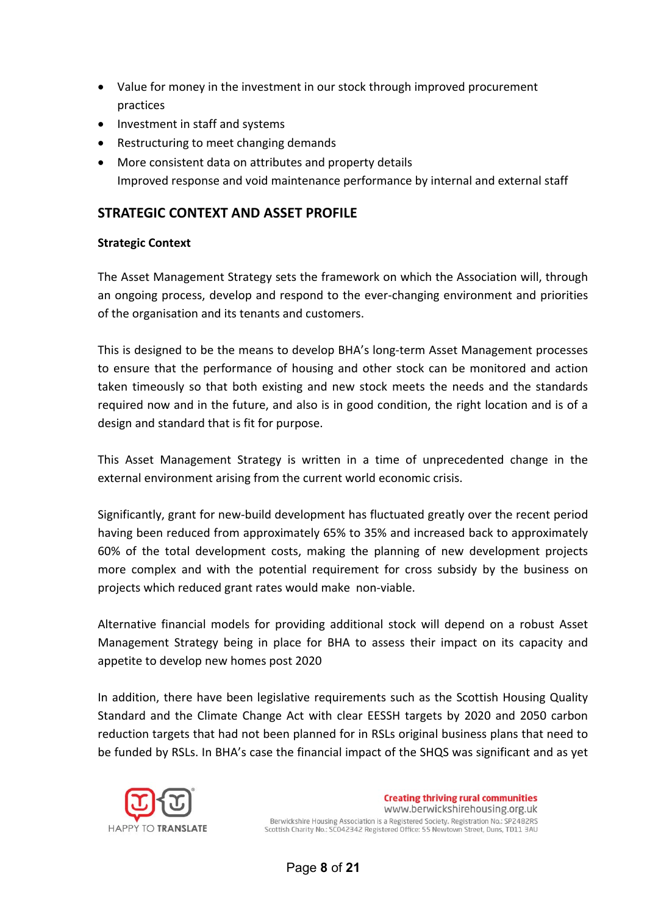- Value for money in the investment in our stock through improved procurement practices
- Investment in staff and systems
- Restructuring to meet changing demands
- More consistent data on attributes and property details
  Improved response and void maintenance performance by internal and external staff

## STRATEGIC CONTEXT AND ASSET PROFILE

### Strategic Context

The Asset Management Strategy sets the framework on which the Association will, through an ongoing process, develop and respond to the ever-changing environment and priorities of the organisation and its tenants and customers.

This is designed to be the means to develop BHA's long-term Asset Management processes to ensure that the performance of housing and other stock can be monitored and action taken timeously so that both existing and new stock meets the needs and the standards required now and in the future, and also is in good condition, the right location and is of a design and standard that is fit for purpose.

This Asset Management Strategy is written in a time of unprecedented change in the external environment arising from the current world economic crisis.

Significantly, grant for new-build development has fluctuated greatly over the recent period having been reduced from approximately 65% to 35% and increased back to approximately 60% of the total development costs, making the planning of new development projects more complex and with the potential requirement for cross subsidy by the business on projects which reduced grant rates would make non-viable.

Alternative financial models for providing additional stock will depend on a robust Asset Management Strategy being in place for BHA to assess their impact on its capacity and appetite to develop new homes post 2020

In addition, there have been legislative requirements such as the Scottish Housing Quality Standard and the Climate Change Act with clear EESSH targets by 2020 and 2050 carbon reduction targets that had not been planned for in RSLs original business plans that need to be funded by RSLs. In BHA's case the financial impact of the SHQS was significant and as yet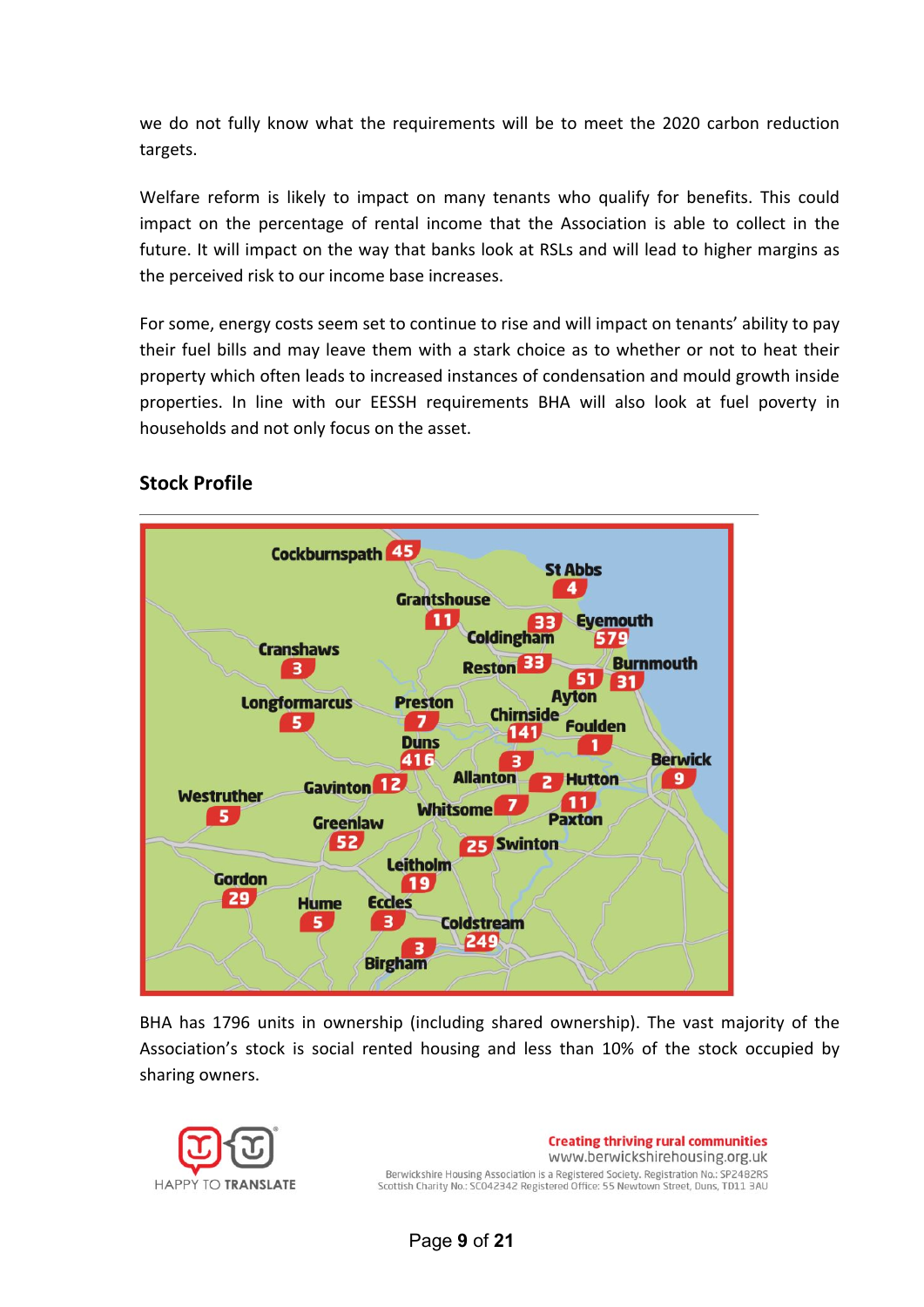we do not fully know what the requirements will be to meet the 2020 carbon reduction targets.

Welfare reform is likely to impact on many tenants who qualify for benefits. This could impact on the percentage of rental income that the Association is able to collect in the future. It will impact on the way that banks look at RSLs and will lead to higher margins as the perceived risk to our income base increases.

For some, energy costs seem set to continue to rise and will impact on tenants' ability to pay their fuel bills and may leave them with a stark choice as to whether or not to heat their property which often leads to increased instances of condensation and mould growth inside properties. In line with our EESSH requirements BHA will also look at fuel poverty in households and not only focus on the asset.

## Stock Profile

Cockburnspath 45
St Abbs 4
Grantshouse 11
Coldingham 33
Eyemouth 579
Cranshaws 3
Reston 33
Burnmouth 31
Ayton 51
Longformacus 5
Preston 7
Chirnside 141
Foulden 1
Duns 416
Berwick 9
Allanton 3
Hutton 2
Westruther 5
Gavinton 12
Whitsome 7
Paxton 11
Greenlaw 52
Swinton 25
Leitholm 19
Gordon 29
Hume 5
Eccles 3
Coldstream 249
Birgham 3

BHA has 1796 units in ownership (including shared ownership). The vast majority of the Association's stock is social rented housing and less than 10% of the stock occupied by sharing owners.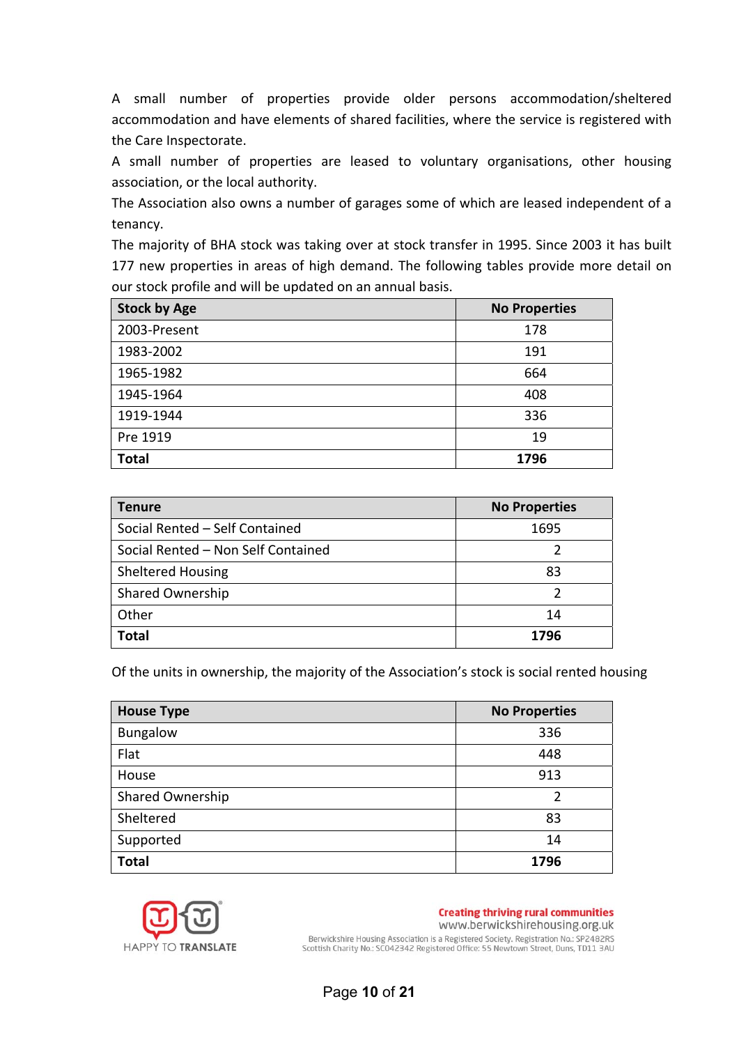A small number of properties provide older persons accommodation/sheltered accommodation and have elements of shared facilities, where the service is registered with the Care Inspectorate.

A small number of properties are leased to voluntary organisations, other housing association, or the local authority.

The Association also owns a number of garages some of which are leased independent of a tenancy.

The majority of BHA stock was taking over at stock transfer in 1995. Since 2003 it has built 177 new properties in areas of high demand. The following tables provide more detail on our stock profile and will be updated on an annual basis.

| **Stock by Age** | **No Properties** |
|---|---|
| 2003-Present | 178 |
| 1983-2002 | 191 |
| 1965-1982 | 664 |
| 1945-1964 | 408 |
| 1919-1944 | 336 |
| Pre 1919 | 19 |
| **Total** | **1796** |

| **Tenure** | **No Properties** |
|---|---|
| Social Rented – Self Contained | 1695 |
| Social Rented – Non Self Contained | 2 |
| Sheltered Housing | 83 |
| Shared Ownership | 2 |
| Other | 14 |
| **Total** | **1796** |

Of the units in ownership, the majority of the Association's stock is social rented housing

| **House Type** | **No Properties** |
|---|---|
| Bungalow | 336 |
| Flat | 448 |
| House | 913 |
| Shared Ownership | 2 |
| Sheltered | 83 |
| Supported | 14 |
| **Total** | **1796** |

HAPPY TO TRANSLATE

**Creating thriving rural communities**
www.berwickshirehousing.org.uk
Berwickshire Housing Association is a Registered Society. Registration No.: SP2482RS
Scottish Charity No.: SC042342 Registered Office: 55 Newtown Street, Duns, TD11 3AU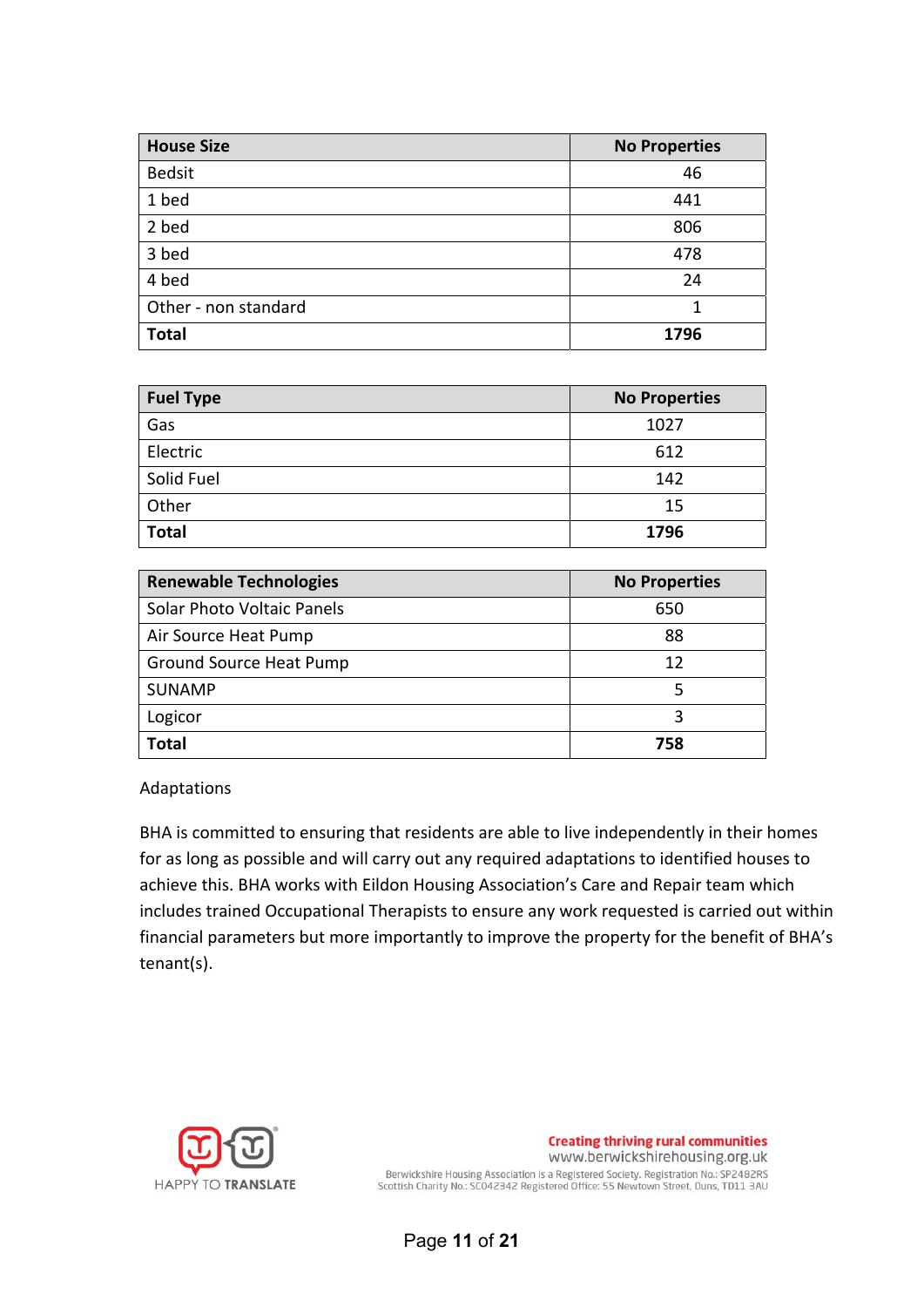| House Size | No Properties |
| --- | --- |
| Bedsit | 46 |
| 1 bed | 441 |
| 2 bed | 806 |
| 3 bed | 478 |
| 4 bed | 24 |
| Other - non standard | 1 |
| **Total** | **1796** |

| Fuel Type | No Properties |
| --- | --- |
| Gas | 1027 |
| Electric | 612 |
| Solid Fuel | 142 |
| Other | 15 |
| **Total** | **1796** |

| Renewable Technologies | No Properties |
| --- | --- |
| Solar Photo Voltaic Panels | 650 |
| Air Source Heat Pump | 88 |
| Ground Source Heat Pump | 12 |
| SUNAMP | 5 |
| Logicor | 3 |
| **Total** | **758** |

Adaptations

BHA is committed to ensuring that residents are able to live independently in their homes for as long as possible and will carry out any required adaptations to identified houses to achieve this. BHA works with Eildon Housing Association's Care and Repair team which includes trained Occupational Therapists to ensure any work requested is carried out within financial parameters but more importantly to improve the property for the benefit of BHA's tenant(s).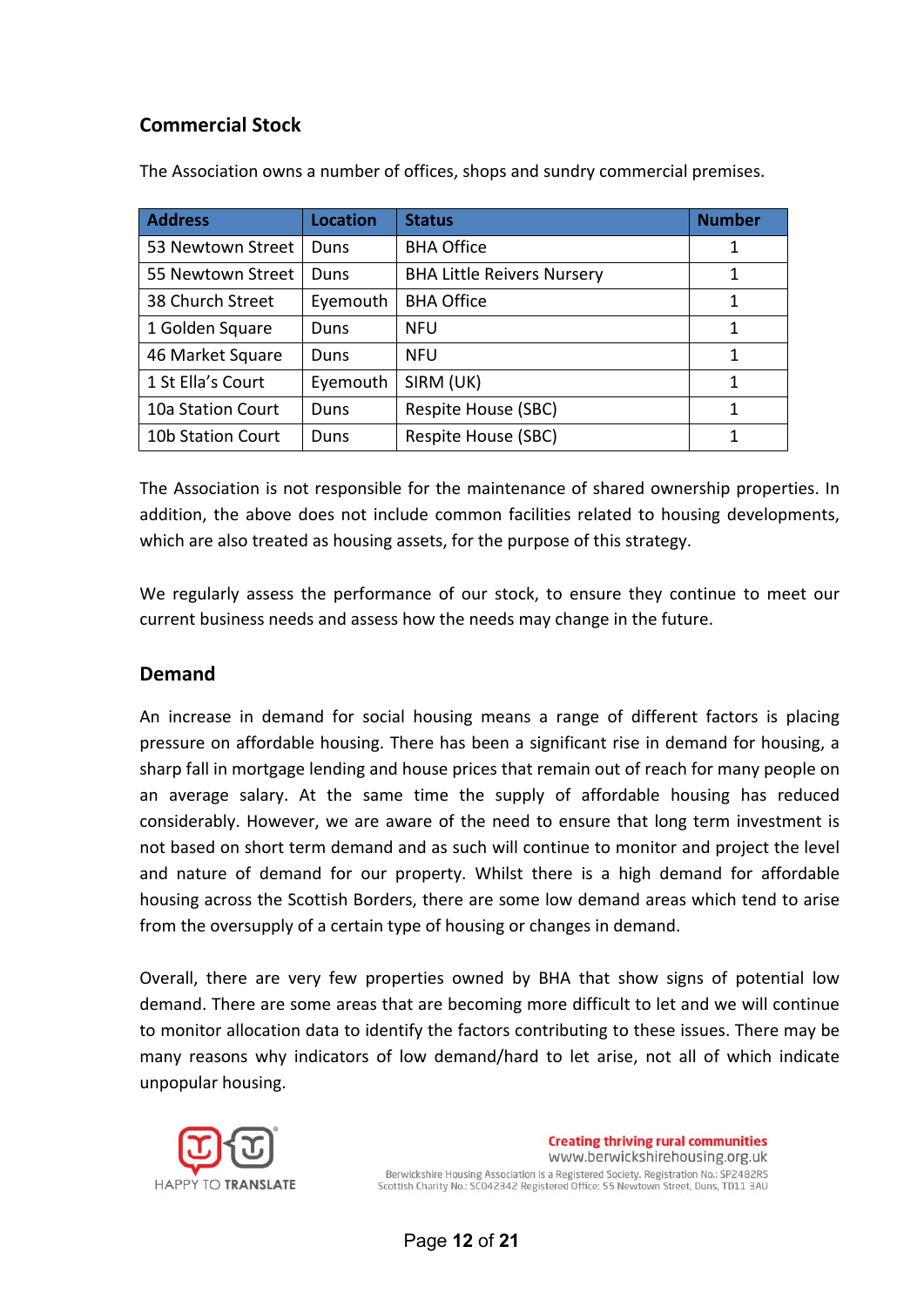## Commercial Stock

The Association owns a number of offices, shops and sundry commercial premises.

| Address | Location | Status | Number |
|---|---|---|---|
| 53 Newtown Street | Duns | BHA Office | 1 |
| 55 Newtown Street | Duns | BHA Little Reivers Nursery | 1 |
| 38 Church Street | Eyemouth | BHA Office | 1 |
| 1 Golden Square | Duns | NFU | 1 |
| 46 Market Square | Duns | NFU | 1 |
| 1 St Ella's Court | Eyemouth | SIRM (UK) | 1 |
| 10a Station Court | Duns | Respite House (SBC) | 1 |
| 10b Station Court | Duns | Respite House (SBC) | 1 |

The Association is not responsible for the maintenance of shared ownership properties. In addition, the above does not include common facilities related to housing developments, which are also treated as housing assets, for the purpose of this strategy.

We regularly assess the performance of our stock, to ensure they continue to meet our current business needs and assess how the needs may change in the future.

## Demand

An increase in demand for social housing means a range of different factors is placing pressure on affordable housing. There has been a significant rise in demand for housing, a sharp fall in mortgage lending and house prices that remain out of reach for many people on an average salary. At the same time the supply of affordable housing has reduced considerably. However, we are aware of the need to ensure that long term investment is not based on short term demand and as such will continue to monitor and project the level and nature of demand for our property. Whilst there is a high demand for affordable housing across the Scottish Borders, there are some low demand areas which tend to arise from the oversupply of a certain type of housing or changes in demand.

Overall, there are very few properties owned by BHA that show signs of potential low demand. There are some areas that are becoming more difficult to let and we will continue to monitor allocation data to identify the factors contributing to these issues. There may be many reasons why indicators of low demand/hard to let arise, not all of which indicate unpopular housing.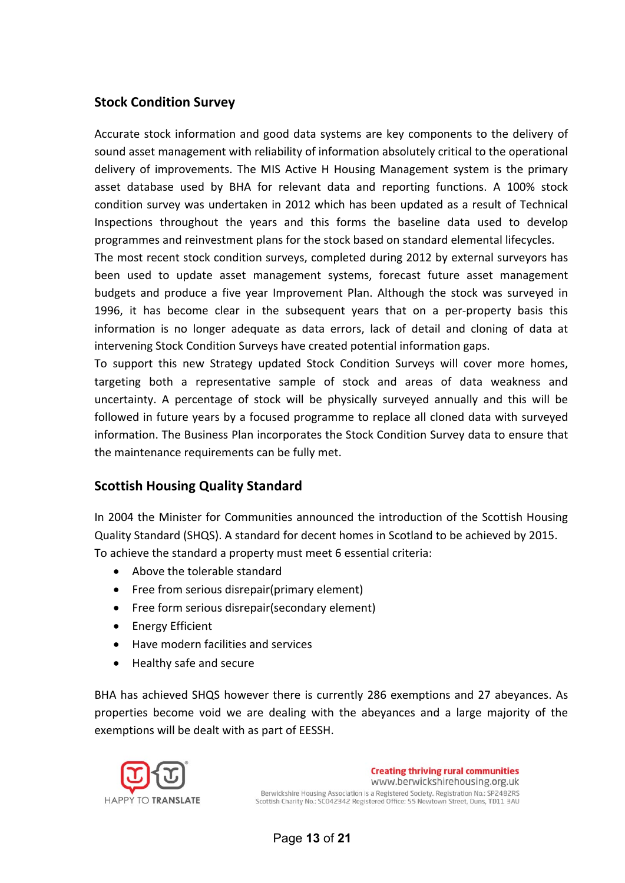## Stock Condition Survey

Accurate stock information and good data systems are key components to the delivery of sound asset management with reliability of information absolutely critical to the operational delivery of improvements. The MIS Active H Housing Management system is the primary asset database used by BHA for relevant data and reporting functions. A 100% stock condition survey was undertaken in 2012 which has been updated as a result of Technical Inspections throughout the years and this forms the baseline data used to develop programmes and reinvestment plans for the stock based on standard elemental lifecycles.

The most recent stock condition surveys, completed during 2012 by external surveyors has been used to update asset management systems, forecast future asset management budgets and produce a five year Improvement Plan. Although the stock was surveyed in 1996, it has become clear in the subsequent years that on a per-property basis this information is no longer adequate as data errors, lack of detail and cloning of data at intervening Stock Condition Surveys have created potential information gaps.

To support this new Strategy updated Stock Condition Surveys will cover more homes, targeting both a representative sample of stock and areas of data weakness and uncertainty. A percentage of stock will be physically surveyed annually and this will be followed in future years by a focused programme to replace all cloned data with surveyed information. The Business Plan incorporates the Stock Condition Survey data to ensure that the maintenance requirements can be fully met.

## Scottish Housing Quality Standard

In 2004 the Minister for Communities announced the introduction of the Scottish Housing Quality Standard (SHQS). A standard for decent homes in Scotland to be achieved by 2015.

To achieve the standard a property must meet 6 essential criteria:

- Above the tolerable standard
- Free from serious disrepair(primary element)
- Free form serious disrepair(secondary element)
- Energy Efficient
- Have modern facilities and services
- Healthy safe and secure

BHA has achieved SHQS however there is currently 286 exemptions and 27 abeyances. As properties become void we are dealing with the abeyances and a large majority of the exemptions will be dealt with as part of EESSH.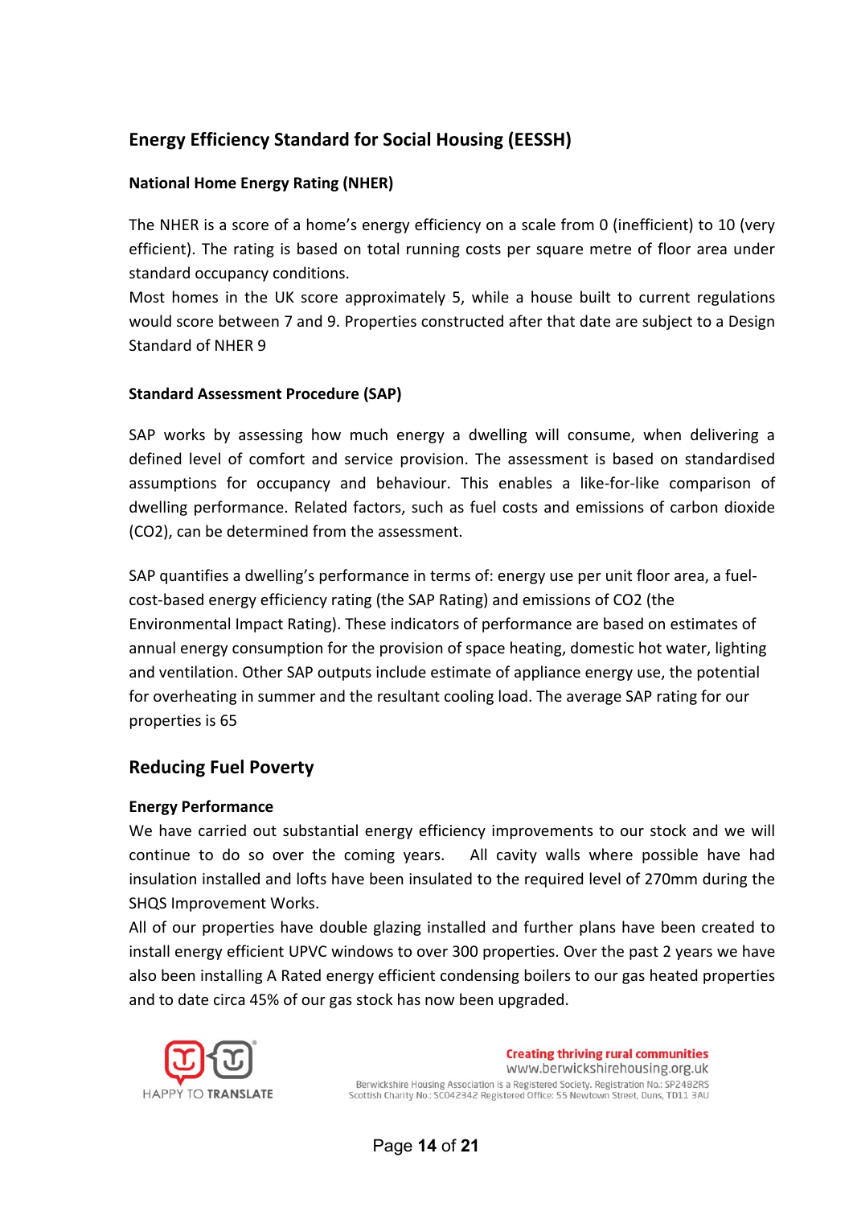## Energy Efficiency Standard for Social Housing (EESSH)

### National Home Energy Rating (NHER)

The NHER is a score of a home's energy efficiency on a scale from 0 (inefficient) to 10 (very efficient). The rating is based on total running costs per square metre of floor area under standard occupancy conditions.
Most homes in the UK score approximately 5, while a house built to current regulations would score between 7 and 9. Properties constructed after that date are subject to a Design Standard of NHER 9

### Standard Assessment Procedure (SAP)

SAP works by assessing how much energy a dwelling will consume, when delivering a defined level of comfort and service provision. The assessment is based on standardised assumptions for occupancy and behaviour. This enables a like-for-like comparison of dwelling performance. Related factors, such as fuel costs and emissions of carbon dioxide ($CO_2$), can be determined from the assessment.

SAP quantifies a dwelling's performance in terms of: energy use per unit floor area, a fuel-cost-based energy efficiency rating (the SAP Rating) and emissions of $CO_2$ (the Environmental Impact Rating). These indicators of performance are based on estimates of annual energy consumption for the provision of space heating, domestic hot water, lighting and ventilation. Other SAP outputs include estimate of appliance energy use, the potential for overheating in summer and the resultant cooling load. The average SAP rating for our properties is 65

## Reducing Fuel Poverty

### Energy Performance

We have carried out substantial energy efficiency improvements to our stock and we will continue to do so over the coming years. All cavity walls where possible have had insulation installed and lofts have been insulated to the required level of 270mm during the SHQS Improvement Works.
All of our properties have double glazing installed and further plans have been created to install energy efficient UPVC windows to over 300 properties. Over the past 2 years we have also been installing A Rated energy efficient condensing boilers to our gas heated properties and to date circa 45% of our gas stock has now been upgraded.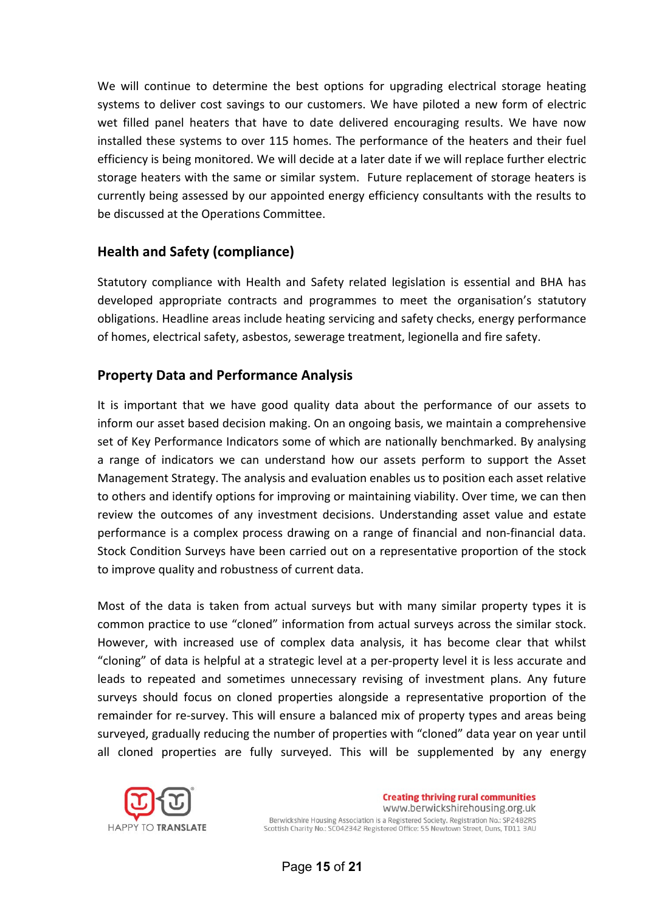We will continue to determine the best options for upgrading electrical storage heating systems to deliver cost savings to our customers. We have piloted a new form of electric wet filled panel heaters that have to date delivered encouraging results. We have now installed these systems to over 115 homes. The performance of the heaters and their fuel efficiency is being monitored. We will decide at a later date if we will replace further electric storage heaters with the same or similar system. Future replacement of storage heaters is currently being assessed by our appointed energy efficiency consultants with the results to be discussed at the Operations Committee.

## Health and Safety (compliance)

Statutory compliance with Health and Safety related legislation is essential and BHA has developed appropriate contracts and programmes to meet the organisation's statutory obligations. Headline areas include heating servicing and safety checks, energy performance of homes, electrical safety, asbestos, sewerage treatment, legionella and fire safety.

## Property Data and Performance Analysis

It is important that we have good quality data about the performance of our assets to inform our asset based decision making. On an ongoing basis, we maintain a comprehensive set of Key Performance Indicators some of which are nationally benchmarked. By analysing a range of indicators we can understand how our assets perform to support the Asset Management Strategy. The analysis and evaluation enables us to position each asset relative to others and identify options for improving or maintaining viability. Over time, we can then review the outcomes of any investment decisions. Understanding asset value and estate performance is a complex process drawing on a range of financial and non-financial data. Stock Condition Surveys have been carried out on a representative proportion of the stock to improve quality and robustness of current data.

Most of the data is taken from actual surveys but with many similar property types it is common practice to use "cloned" information from actual surveys across the similar stock. However, with increased use of complex data analysis, it has become clear that whilst "cloning" of data is helpful at a strategic level at a per-property level it is less accurate and leads to repeated and sometimes unnecessary revising of investment plans. Any future surveys should focus on cloned properties alongside a representative proportion of the remainder for re-survey. This will ensure a balanced mix of property types and areas being surveyed, gradually reducing the number of properties with "cloned" data year on year until all cloned properties are fully surveyed. This will be supplemented by any energy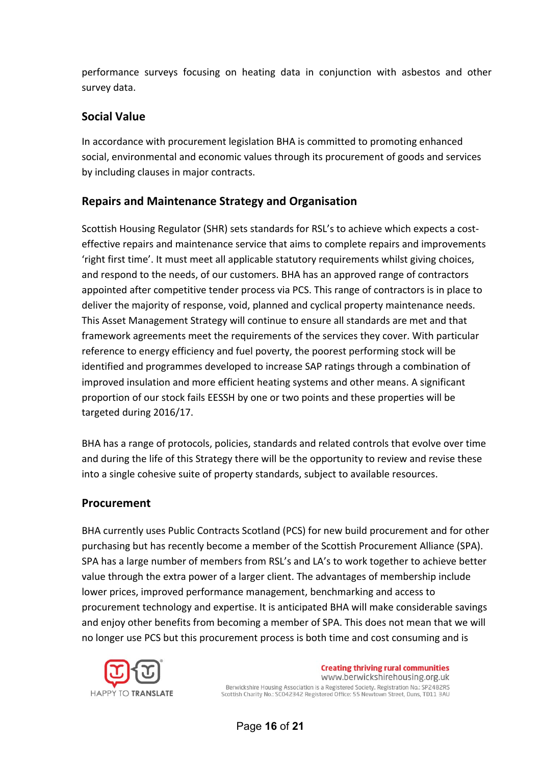performance surveys focusing on heating data in conjunction with asbestos and other survey data.

## Social Value

In accordance with procurement legislation BHA is committed to promoting enhanced social, environmental and economic values through its procurement of goods and services by including clauses in major contracts.

## Repairs and Maintenance Strategy and Organisation

Scottish Housing Regulator (SHR) sets standards for RSL's to achieve which expects a cost-effective repairs and maintenance service that aims to complete repairs and improvements 'right first time'. It must meet all applicable statutory requirements whilst giving choices, and respond to the needs, of our customers. BHA has an approved range of contractors appointed after competitive tender process via PCS. This range of contractors is in place to deliver the majority of response, void, planned and cyclical property maintenance needs. This Asset Management Strategy will continue to ensure all standards are met and that framework agreements meet the requirements of the services they cover. With particular reference to energy efficiency and fuel poverty, the poorest performing stock will be identified and programmes developed to increase SAP ratings through a combination of improved insulation and more efficient heating systems and other means. A significant proportion of our stock fails EESSH by one or two points and these properties will be targeted during 2016/17.

BHA has a range of protocols, policies, standards and related controls that evolve over time and during the life of this Strategy there will be the opportunity to review and revise these into a single cohesive suite of property standards, subject to available resources.

## Procurement

BHA currently uses Public Contracts Scotland (PCS) for new build procurement and for other purchasing but has recently become a member of the Scottish Procurement Alliance (SPA). SPA has a large number of members from RSL's and LA's to work together to achieve better value through the extra power of a larger client. The advantages of membership include lower prices, improved performance management, benchmarking and access to procurement technology and expertise. It is anticipated BHA will make considerable savings and enjoy other benefits from becoming a member of SPA. This does not mean that we will no longer use PCS but this procurement process is both time and cost consuming and is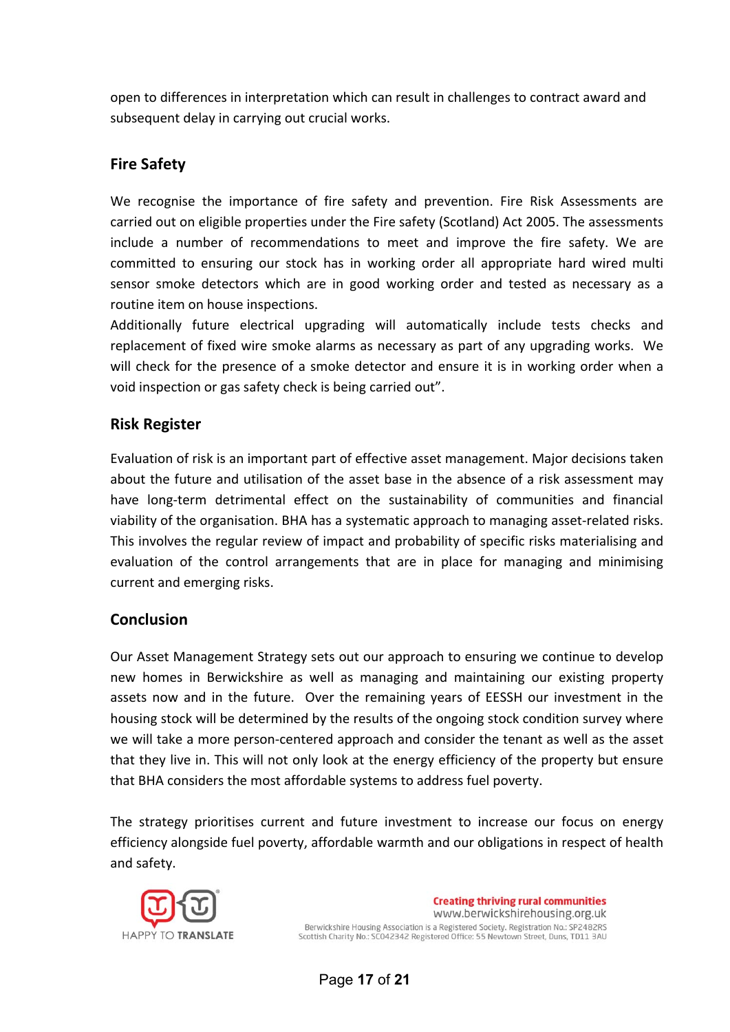open to differences in interpretation which can result in challenges to contract award and subsequent delay in carrying out crucial works.

## Fire Safety

We recognise the importance of fire safety and prevention. Fire Risk Assessments are carried out on eligible properties under the Fire safety (Scotland) Act 2005. The assessments include a number of recommendations to meet and improve the fire safety. We are committed to ensuring our stock has in working order all appropriate hard wired multi sensor smoke detectors which are in good working order and tested as necessary as a routine item on house inspections.
Additionally future electrical upgrading will automatically include tests checks and replacement of fixed wire smoke alarms as necessary as part of any upgrading works. We will check for the presence of a smoke detector and ensure it is in working order when a void inspection or gas safety check is being carried out".

## Risk Register

Evaluation of risk is an important part of effective asset management. Major decisions taken about the future and utilisation of the asset base in the absence of a risk assessment may have long-term detrimental effect on the sustainability of communities and financial viability of the organisation. BHA has a systematic approach to managing asset-related risks. This involves the regular review of impact and probability of specific risks materialising and evaluation of the control arrangements that are in place for managing and minimising current and emerging risks.

## Conclusion

Our Asset Management Strategy sets out our approach to ensuring we continue to develop new homes in Berwickshire as well as managing and maintaining our existing property assets now and in the future. Over the remaining years of EESSH our investment in the housing stock will be determined by the results of the ongoing stock condition survey where we will take a more person-centered approach and consider the tenant as well as the asset that they live in. This will not only look at the energy efficiency of the property but ensure that BHA considers the most affordable systems to address fuel poverty.

The strategy prioritises current and future investment to increase our focus on energy efficiency alongside fuel poverty, affordable warmth and our obligations in respect of health and safety.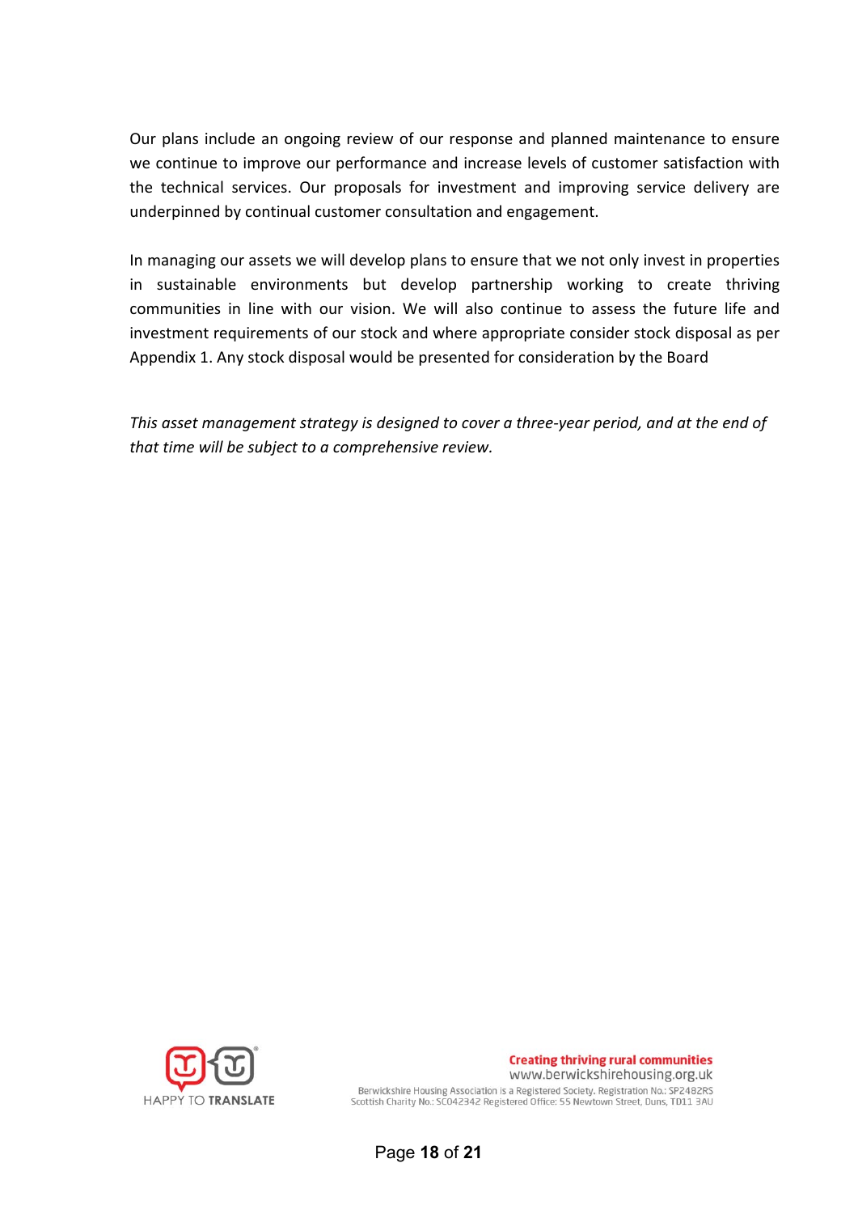Our plans include an ongoing review of our response and planned maintenance to ensure we continue to improve our performance and increase levels of customer satisfaction with the technical services. Our proposals for investment and improving service delivery are underpinned by continual customer consultation and engagement.

In managing our assets we will develop plans to ensure that we not only invest in properties in sustainable environments but develop partnership working to create thriving communities in line with our vision. We will also continue to assess the future life and investment requirements of our stock and where appropriate consider stock disposal as per Appendix 1. Any stock disposal would be presented for consideration by the Board

*This asset management strategy is designed to cover a three-year period, and at the end of that time will be subject to a comprehensive review.*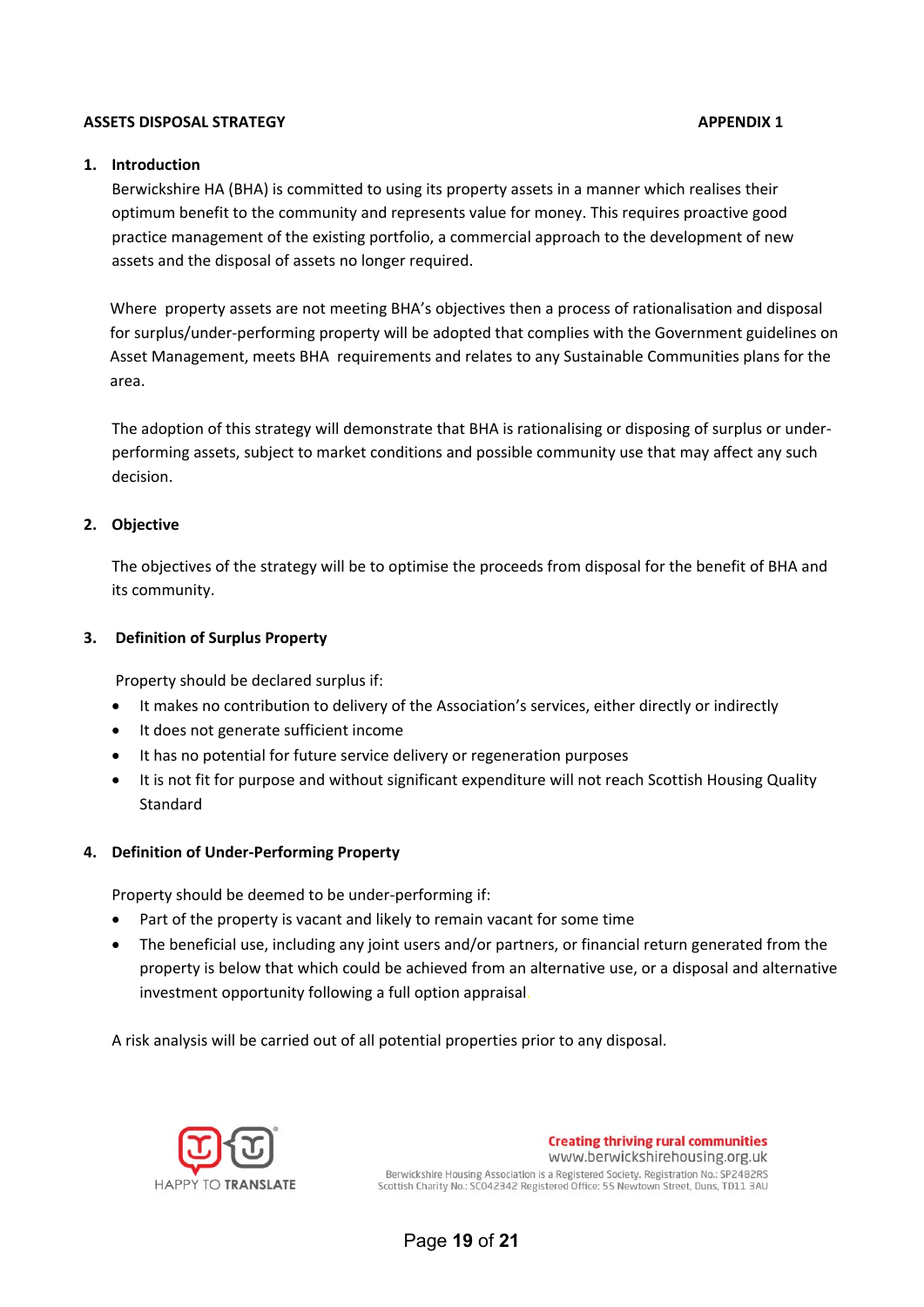**ASSETS DISPOSAL STRATEGY** **APPENDIX 1**

## 1. Introduction

Berwickshire HA (BHA) is committed to using its property assets in a manner which realises their optimum benefit to the community and represents value for money. This requires proactive good practice management of the existing portfolio, a commercial approach to the development of new assets and the disposal of assets no longer required.

Where property assets are not meeting BHA's objectives then a process of rationalisation and disposal for surplus/under-performing property will be adopted that complies with the Government guidelines on Asset Management, meets BHA requirements and relates to any Sustainable Communities plans for the area.

The adoption of this strategy will demonstrate that BHA is rationalising or disposing of surplus or under-performing assets, subject to market conditions and possible community use that may affect any such decision.

## 2. Objective

The objectives of the strategy will be to optimise the proceeds from disposal for the benefit of BHA and its community.

## 3. Definition of Surplus Property

Property should be declared surplus if:

- It makes no contribution to delivery of the Association's services, either directly or indirectly
- It does not generate sufficient income
- It has no potential for future service delivery or regeneration purposes
- It is not fit for purpose and without significant expenditure will not reach Scottish Housing Quality Standard

## 4. Definition of Under-Performing Property

Property should be deemed to be under-performing if:

- Part of the property is vacant and likely to remain vacant for some time
- The beneficial use, including any joint users and/or partners, or financial return generated from the property is below that which could be achieved from an alternative use, or a disposal and alternative investment opportunity following a full option appraisal

A risk analysis will be carried out of all potential properties prior to any disposal.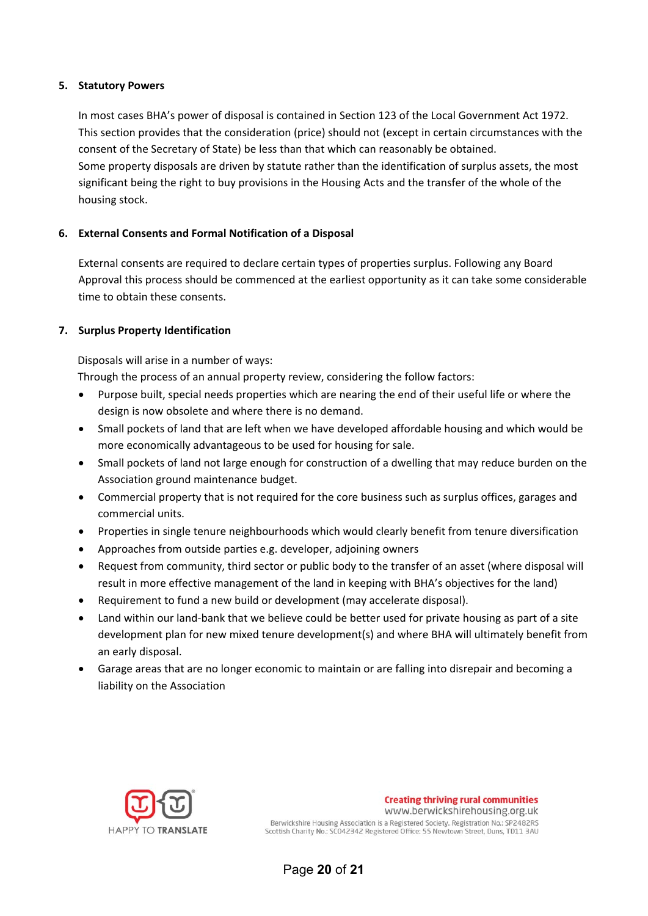## 5. Statutory Powers

In most cases BHA's power of disposal is contained in Section 123 of the Local Government Act 1972. This section provides that the consideration (price) should not (except in certain circumstances with the consent of the Secretary of State) be less than that which can reasonably be obtained.
Some property disposals are driven by statute rather than the identification of surplus assets, the most significant being the right to buy provisions in the Housing Acts and the transfer of the whole of the housing stock.

## 6. External Consents and Formal Notification of a Disposal

External consents are required to declare certain types of properties surplus. Following any Board Approval this process should be commenced at the earliest opportunity as it can take some considerable time to obtain these consents.

## 7. Surplus Property Identification

Disposals will arise in a number of ways:
Through the process of an annual property review, considering the follow factors:

- Purpose built, special needs properties which are nearing the end of their useful life or where the design is now obsolete and where there is no demand.
- Small pockets of land that are left when we have developed affordable housing and which would be more economically advantageous to be used for housing for sale.
- Small pockets of land not large enough for construction of a dwelling that may reduce burden on the Association ground maintenance budget.
- Commercial property that is not required for the core business such as surplus offices, garages and commercial units.
- Properties in single tenure neighbourhoods which would clearly benefit from tenure diversification
- Approaches from outside parties e.g. developer, adjoining owners
- Request from community, third sector or public body to the transfer of an asset (where disposal will result in more effective management of the land in keeping with BHA's objectives for the land)
- Requirement to fund a new build or development (may accelerate disposal).
- Land within our land-bank that we believe could be better used for private housing as part of a site development plan for new mixed tenure development(s) and where BHA will ultimately benefit from an early disposal.
- Garage areas that are no longer economic to maintain or are falling into disrepair and becoming a liability on the Association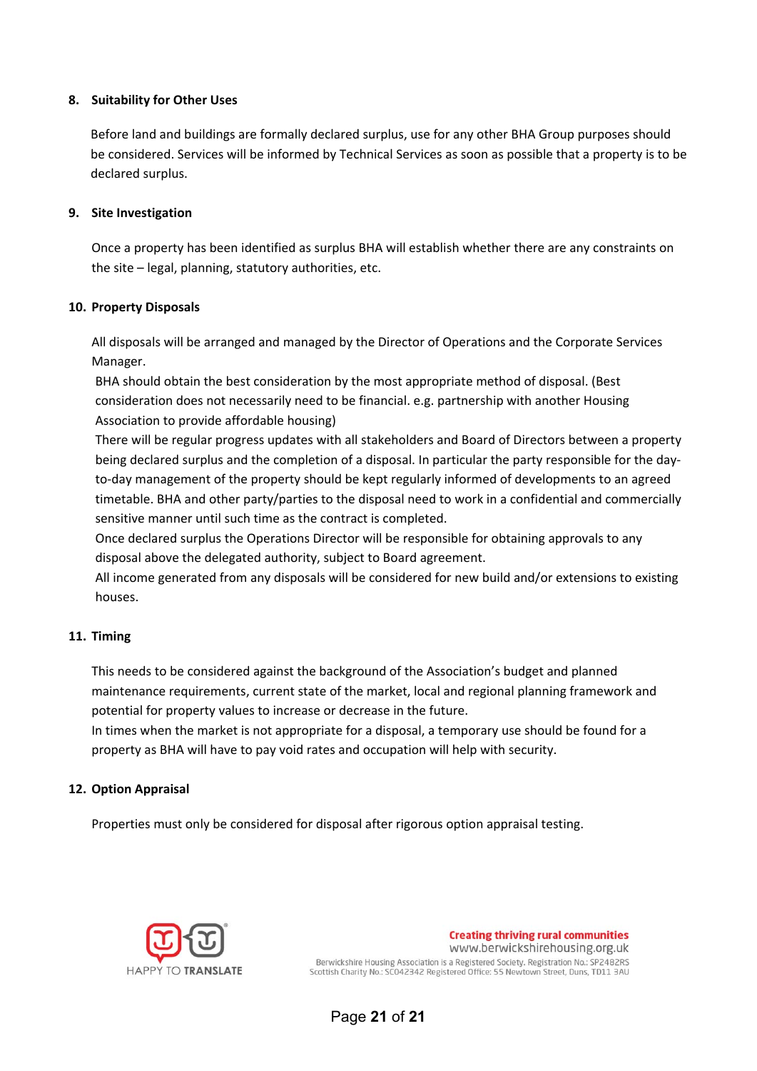## 8. Suitability for Other Uses

Before land and buildings are formally declared surplus, use for any other BHA Group purposes should be considered. Services will be informed by Technical Services as soon as possible that a property is to be declared surplus.

## 9. Site Investigation

Once a property has been identified as surplus BHA will establish whether there are any constraints on the site – legal, planning, statutory authorities, etc.

## 10. Property Disposals

All disposals will be arranged and managed by the Director of Operations and the Corporate Services Manager.

BHA should obtain the best consideration by the most appropriate method of disposal. (Best consideration does not necessarily need to be financial. e.g. partnership with another Housing Association to provide affordable housing)

There will be regular progress updates with all stakeholders and Board of Directors between a property being declared surplus and the completion of a disposal. In particular the party responsible for the day-to-day management of the property should be kept regularly informed of developments to an agreed timetable. BHA and other party/parties to the disposal need to work in a confidential and commercially sensitive manner until such time as the contract is completed.

Once declared surplus the Operations Director will be responsible for obtaining approvals to any disposal above the delegated authority, subject to Board agreement.

All income generated from any disposals will be considered for new build and/or extensions to existing houses.

## 11. Timing

This needs to be considered against the background of the Association's budget and planned maintenance requirements, current state of the market, local and regional planning framework and potential for property values to increase or decrease in the future.

In times when the market is not appropriate for a disposal, a temporary use should be found for a property as BHA will have to pay void rates and occupation will help with security.

## 12. Option Appraisal

Properties must only be considered for disposal after rigorous option appraisal testing.

HAPPY TO TRANSLATE

**Creating thriving rural communities**
www.berwickshirehousing.org.uk
Berwickshire Housing Association is a Registered Society. Registration No.: SP2482RS
Scottish Charity No.: SC042342 Registered Office: 55 Newtown Street, Duns, TD11 3AU